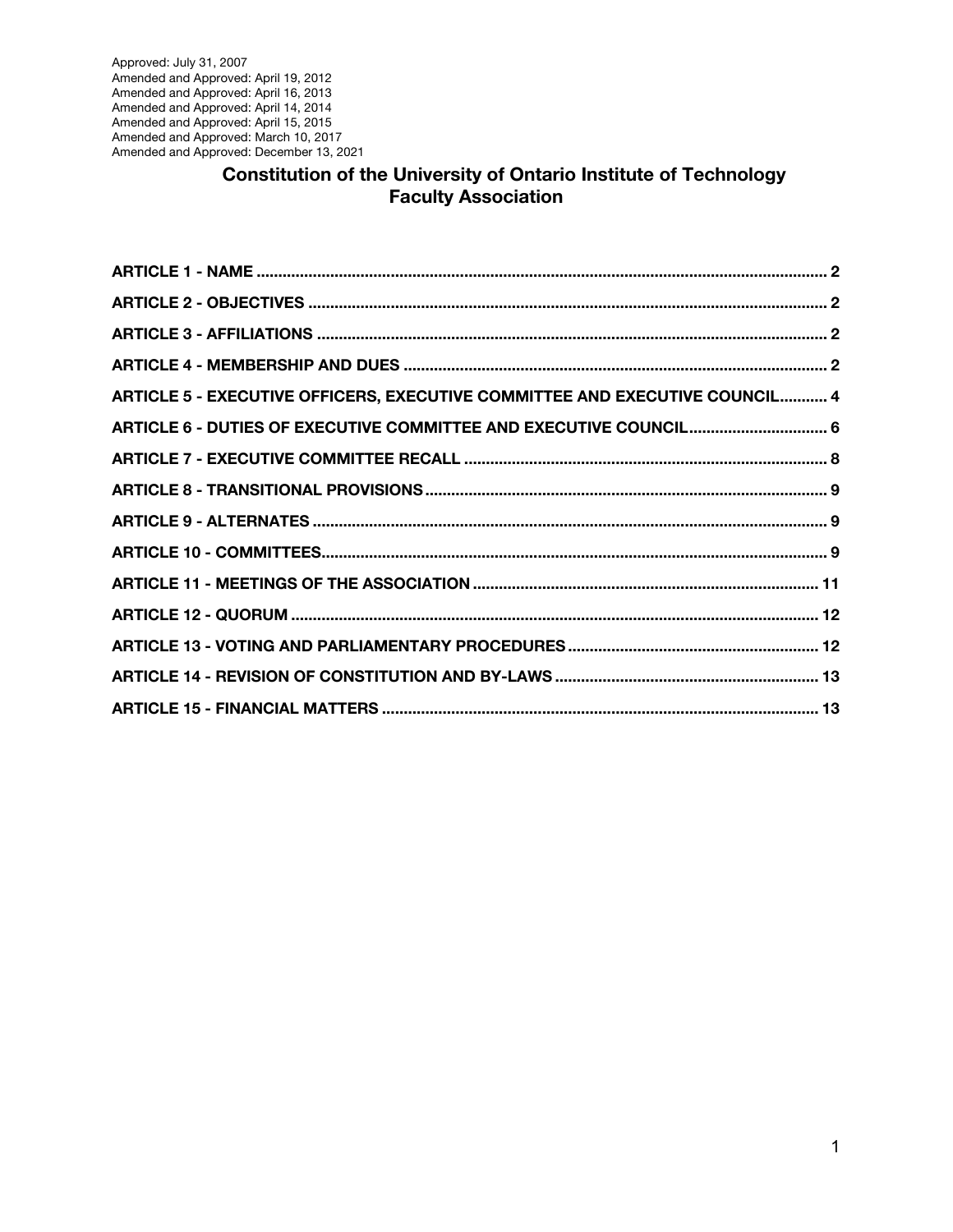Approved: July 31, 2007
Amended and Approved: April 19, 2012
Amended and Approved: April 16, 2013
Amended and Approved: April 14, 2014
Amended and Approved: April 15, 2015
Amended and Approved: March 10, 2017
Amended and Approved: December 13, 2021

# Constitution of the University of Ontario Institute of Technology Faculty Association

**ARTICLE 1 - NAME** ..... 2

**ARTICLE 2 - OBJECTIVES** ..... 2

**ARTICLE 3 - AFFILIATIONS** ..... 2

**ARTICLE 4 - MEMBERSHIP AND DUES** ..... 2

**ARTICLE 5 - EXECUTIVE OFFICERS, EXECUTIVE COMMITTEE AND EXECUTIVE COUNCIL** ..... 4

**ARTICLE 6 - DUTIES OF EXECUTIVE COMMITTEE AND EXECUTIVE COUNCIL** ..... 6

**ARTICLE 7 - EXECUTIVE COMMITTEE RECALL** ..... 8

**ARTICLE 8 - TRANSITIONAL PROVISIONS** ..... 9

**ARTICLE 9 - ALTERNATES** ..... 9

**ARTICLE 10 - COMMITTEES** ..... 9

**ARTICLE 11 - MEETINGS OF THE ASSOCIATION** ..... 11

**ARTICLE 12 - QUORUM** ..... 12

**ARTICLE 13 - VOTING AND PARLIAMENTARY PROCEDURES** ..... 12

**ARTICLE 14 - REVISION OF CONSTITUTION AND BY-LAWS** ..... 13

**ARTICLE 15 - FINANCIAL MATTERS** ..... 13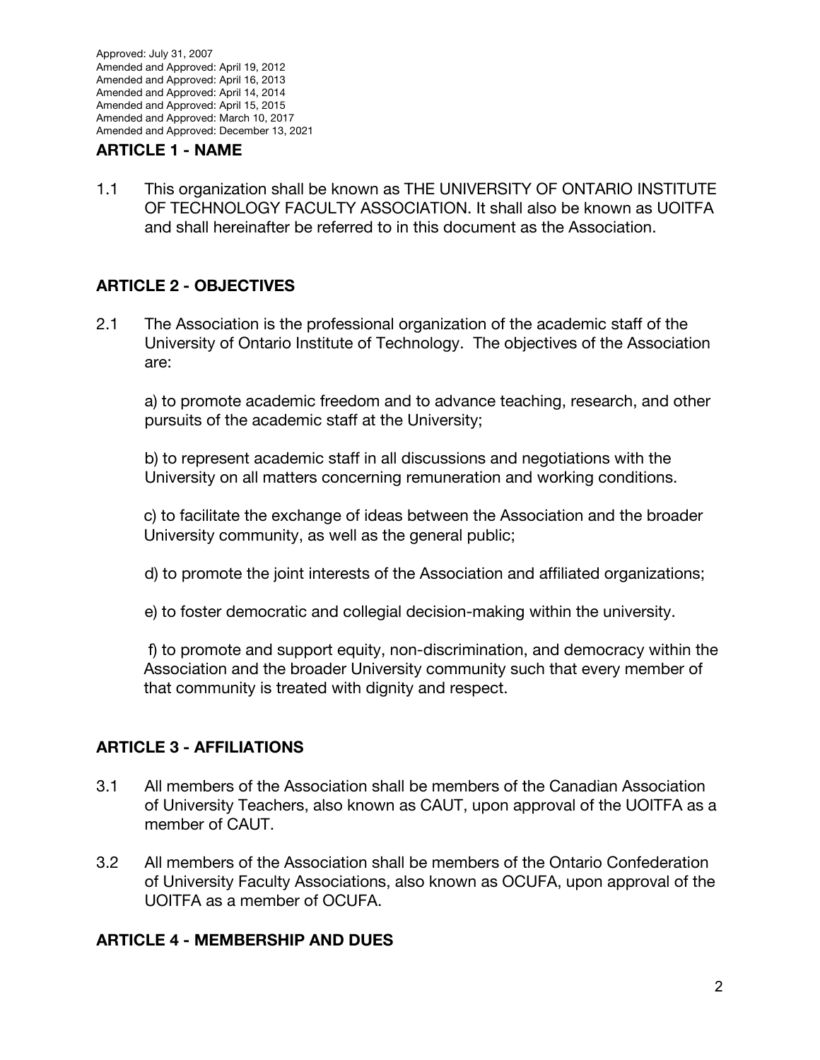Approved: July 31, 2007
Amended and Approved: April 19, 2012
Amended and Approved: April 16, 2013
Amended and Approved: April 14, 2014
Amended and Approved: April 15, 2015
Amended and Approved: March 10, 2017
Amended and Approved: December 13, 2021

## ARTICLE 1 - NAME

1.1 This organization shall be known as THE UNIVERSITY OF ONTARIO INSTITUTE OF TECHNOLOGY FACULTY ASSOCIATION. It shall also be known as UOITFA and shall hereinafter be referred to in this document as the Association.

## ARTICLE 2 - OBJECTIVES

2.1 The Association is the professional organization of the academic staff of the University of Ontario Institute of Technology. The objectives of the Association are:

a) to promote academic freedom and to advance teaching, research, and other pursuits of the academic staff at the University;

b) to represent academic staff in all discussions and negotiations with the University on all matters concerning remuneration and working conditions.

c) to facilitate the exchange of ideas between the Association and the broader University community, as well as the general public;

d) to promote the joint interests of the Association and affiliated organizations;

e) to foster democratic and collegial decision-making within the university.

f) to promote and support equity, non-discrimination, and democracy within the Association and the broader University community such that every member of that community is treated with dignity and respect.

## ARTICLE 3 - AFFILIATIONS

3.1 All members of the Association shall be members of the Canadian Association of University Teachers, also known as CAUT, upon approval of the UOITFA as a member of CAUT.

3.2 All members of the Association shall be members of the Ontario Confederation of University Faculty Associations, also known as OCUFA, upon approval of the UOITFA as a member of OCUFA.

## ARTICLE 4 - MEMBERSHIP AND DUES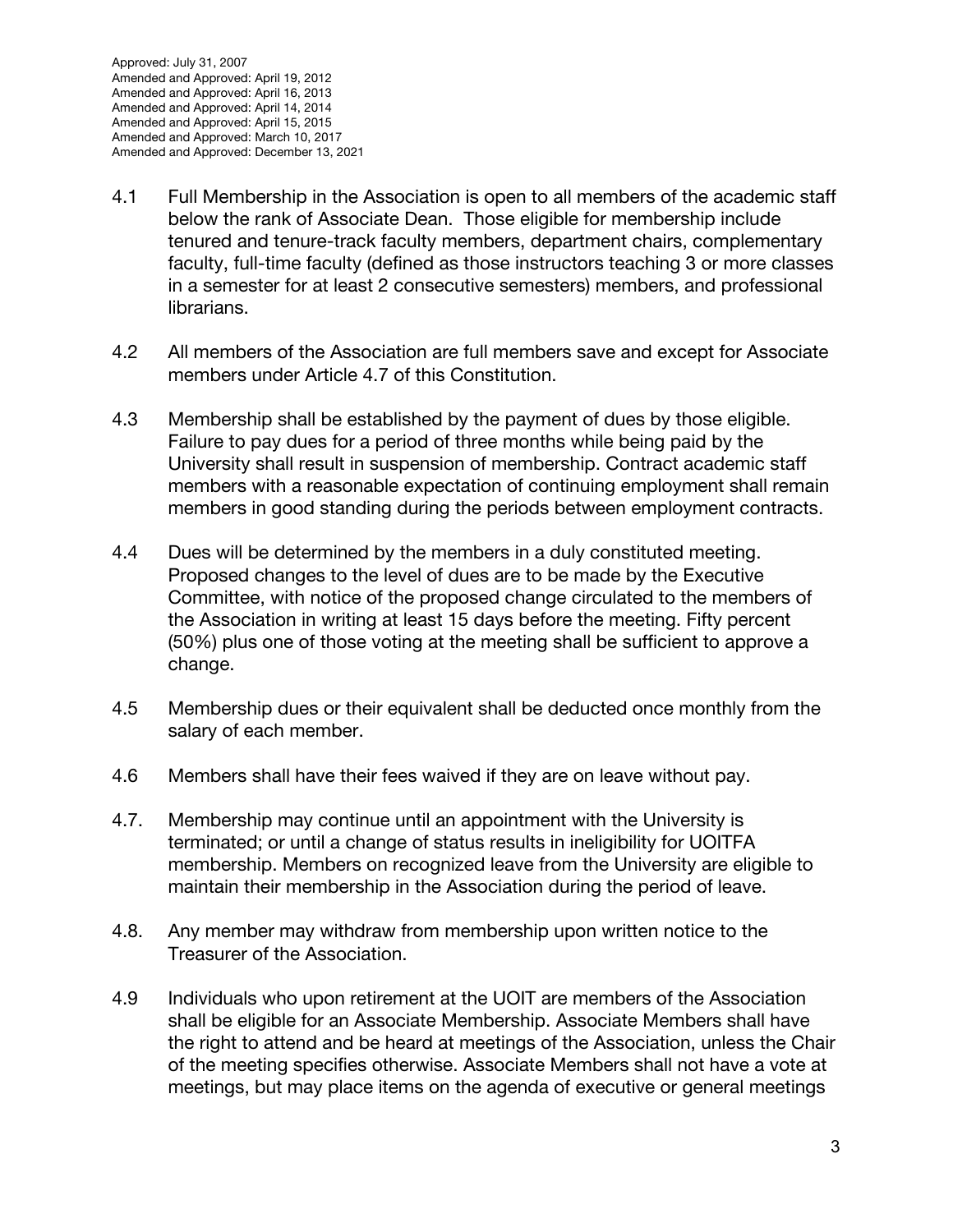Approved: July 31, 2007
Amended and Approved: April 19, 2012
Amended and Approved: April 16, 2013
Amended and Approved: April 14, 2014
Amended and Approved: April 15, 2015
Amended and Approved: March 10, 2017
Amended and Approved: December 13, 2021

4.1 Full Membership in the Association is open to all members of the academic staff below the rank of Associate Dean. Those eligible for membership include tenured and tenure-track faculty members, department chairs, complementary faculty, full-time faculty (defined as those instructors teaching 3 or more classes in a semester for at least 2 consecutive semesters) members, and professional librarians.

4.2 All members of the Association are full members save and except for Associate members under Article 4.7 of this Constitution.

4.3 Membership shall be established by the payment of dues by those eligible. Failure to pay dues for a period of three months while being paid by the University shall result in suspension of membership. Contract academic staff members with a reasonable expectation of continuing employment shall remain members in good standing during the periods between employment contracts.

4.4 Dues will be determined by the members in a duly constituted meeting. Proposed changes to the level of dues are to be made by the Executive Committee, with notice of the proposed change circulated to the members of the Association in writing at least 15 days before the meeting. Fifty percent (50%) plus one of those voting at the meeting shall be sufficient to approve a change.

4.5 Membership dues or their equivalent shall be deducted once monthly from the salary of each member.

4.6 Members shall have their fees waived if they are on leave without pay.

4.7. Membership may continue until an appointment with the University is terminated; or until a change of status results in ineligibility for UOITFA membership. Members on recognized leave from the University are eligible to maintain their membership in the Association during the period of leave.

4.8. Any member may withdraw from membership upon written notice to the Treasurer of the Association.

4.9 Individuals who upon retirement at the UOIT are members of the Association shall be eligible for an Associate Membership. Associate Members shall have the right to attend and be heard at meetings of the Association, unless the Chair of the meeting specifies otherwise. Associate Members shall not have a vote at meetings, but may place items on the agenda of executive or general meetings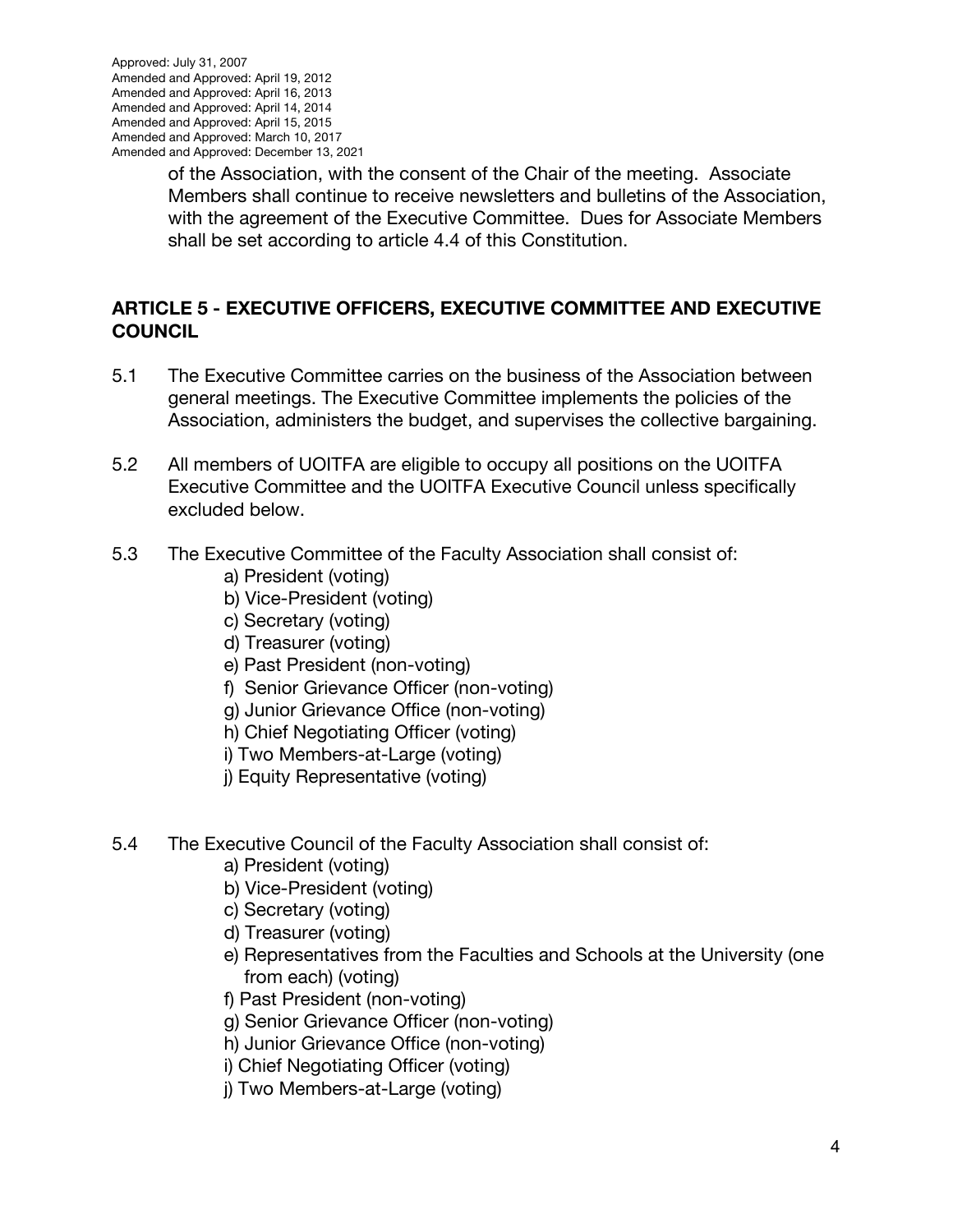of the Association, with the consent of the Chair of the meeting. Associate Members shall continue to receive newsletters and bulletins of the Association, with the agreement of the Executive Committee. Dues for Associate Members shall be set according to article 4.4 of this Constitution.

## ARTICLE 5 - EXECUTIVE OFFICERS, EXECUTIVE COMMITTEE AND EXECUTIVE COUNCIL

5.1 The Executive Committee carries on the business of the Association between general meetings. The Executive Committee implements the policies of the Association, administers the budget, and supervises the collective bargaining.

5.2 All members of UOITFA are eligible to occupy all positions on the UOITFA Executive Committee and the UOITFA Executive Council unless specifically excluded below.

5.3 The Executive Committee of the Faculty Association shall consist of:

a) President (voting)
b) Vice-President (voting)
c) Secretary (voting)
d) Treasurer (voting)
e) Past President (non-voting)
f) Senior Grievance Officer (non-voting)
g) Junior Grievance Office (non-voting)
h) Chief Negotiating Officer (voting)
i) Two Members-at-Large (voting)
j) Equity Representative (voting)

5.4 The Executive Council of the Faculty Association shall consist of:

a) President (voting)
b) Vice-President (voting)
c) Secretary (voting)
d) Treasurer (voting)
e) Representatives from the Faculties and Schools at the University (one from each) (voting)
f) Past President (non-voting)
g) Senior Grievance Officer (non-voting)
h) Junior Grievance Office (non-voting)
i) Chief Negotiating Officer (voting)
j) Two Members-at-Large (voting)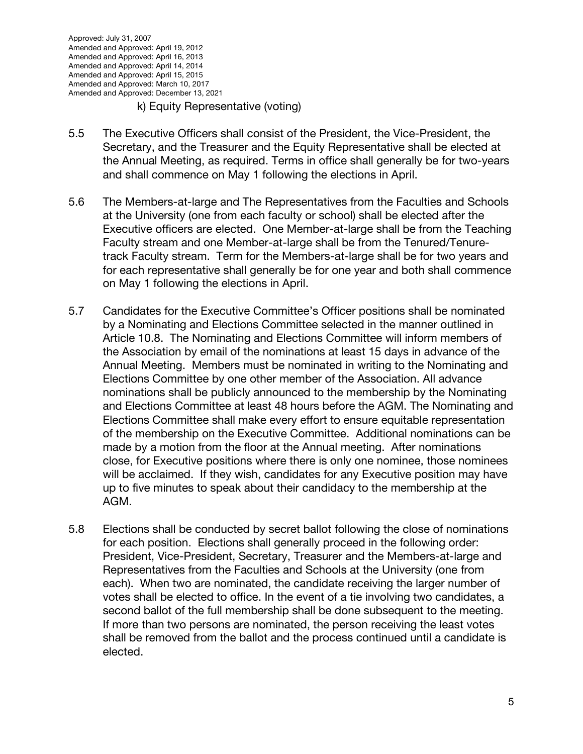k) Equity Representative (voting)

5.5 The Executive Officers shall consist of the President, the Vice-President, the Secretary, and the Treasurer and the Equity Representative shall be elected at the Annual Meeting, as required. Terms in office shall generally be for two-years and shall commence on May 1 following the elections in April.

5.6 The Members-at-large and The Representatives from the Faculties and Schools at the University (one from each faculty or school) shall be elected after the Executive officers are elected. One Member-at-large shall be from the Teaching Faculty stream and one Member-at-large shall be from the Tenured/Tenure-track Faculty stream. Term for the Members-at-large shall be for two years and for each representative shall generally be for one year and both shall commence on May 1 following the elections in April.

5.7 Candidates for the Executive Committee's Officer positions shall be nominated by a Nominating and Elections Committee selected in the manner outlined in Article 10.8. The Nominating and Elections Committee will inform members of the Association by email of the nominations at least 15 days in advance of the Annual Meeting. Members must be nominated in writing to the Nominating and Elections Committee by one other member of the Association. All advance nominations shall be publicly announced to the membership by the Nominating and Elections Committee at least 48 hours before the AGM. The Nominating and Elections Committee shall make every effort to ensure equitable representation of the membership on the Executive Committee. Additional nominations can be made by a motion from the floor at the Annual meeting. After nominations close, for Executive positions where there is only one nominee, those nominees will be acclaimed. If they wish, candidates for any Executive position may have up to five minutes to speak about their candidacy to the membership at the AGM.

5.8 Elections shall be conducted by secret ballot following the close of nominations for each position. Elections shall generally proceed in the following order: President, Vice-President, Secretary, Treasurer and the Members-at-large and Representatives from the Faculties and Schools at the University (one from each). When two are nominated, the candidate receiving the larger number of votes shall be elected to office. In the event of a tie involving two candidates, a second ballot of the full membership shall be done subsequent to the meeting. If more than two persons are nominated, the person receiving the least votes shall be removed from the ballot and the process continued until a candidate is elected.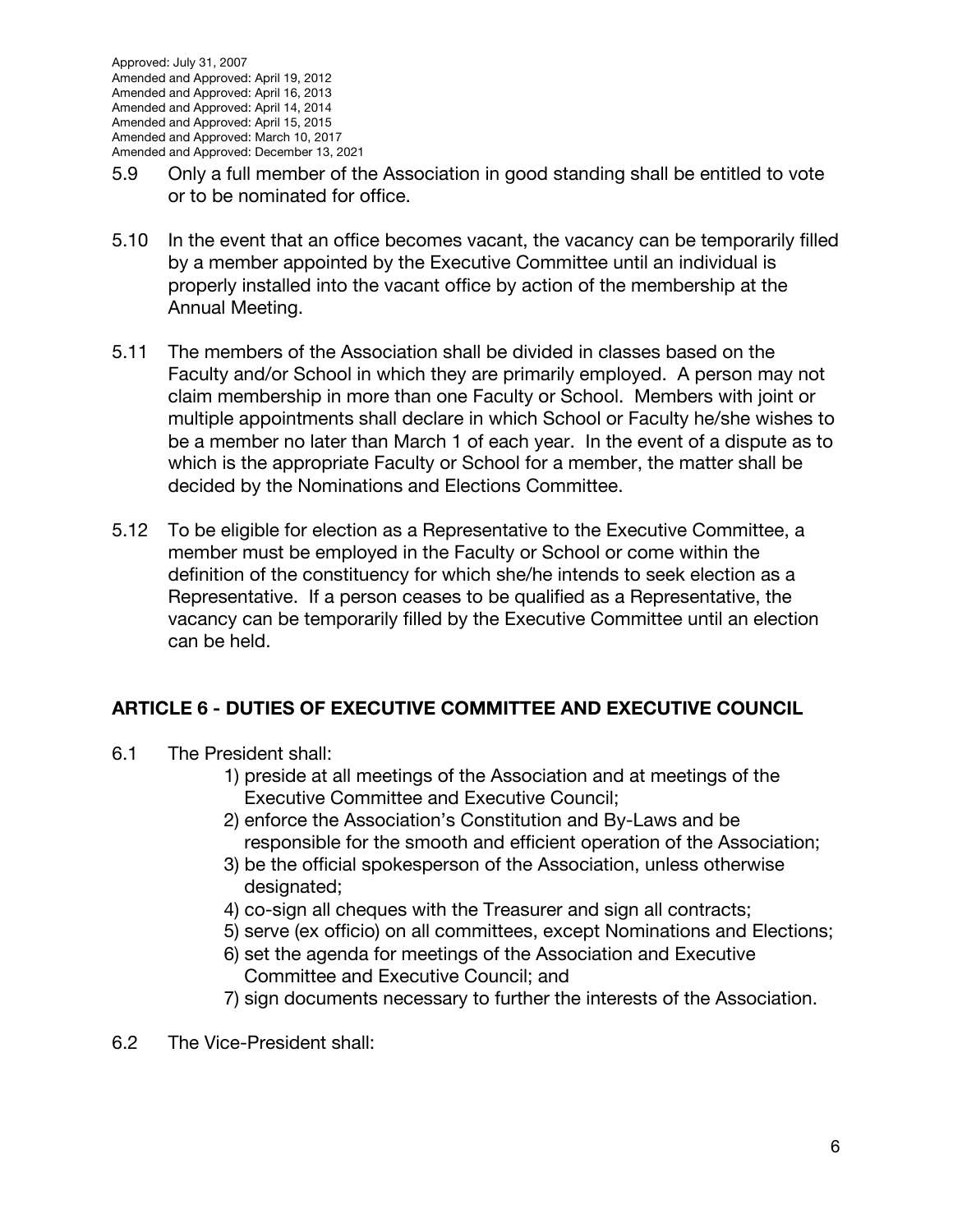5.9 Only a full member of the Association in good standing shall be entitled to vote or to be nominated for office.

5.10 In the event that an office becomes vacant, the vacancy can be temporarily filled by a member appointed by the Executive Committee until an individual is properly installed into the vacant office by action of the membership at the Annual Meeting.

5.11 The members of the Association shall be divided in classes based on the Faculty and/or School in which they are primarily employed. A person may not claim membership in more than one Faculty or School. Members with joint or multiple appointments shall declare in which School or Faculty he/she wishes to be a member no later than March 1 of each year. In the event of a dispute as to which is the appropriate Faculty or School for a member, the matter shall be decided by the Nominations and Elections Committee.

5.12 To be eligible for election as a Representative to the Executive Committee, a member must be employed in the Faculty or School or come within the definition of the constituency for which she/he intends to seek election as a Representative. If a person ceases to be qualified as a Representative, the vacancy can be temporarily filled by the Executive Committee until an election can be held.

## ARTICLE 6 - DUTIES OF EXECUTIVE COMMITTEE AND EXECUTIVE COUNCIL

6.1 The President shall:

1) preside at all meetings of the Association and at meetings of the Executive Committee and Executive Council;
2) enforce the Association's Constitution and By-Laws and be responsible for the smooth and efficient operation of the Association;
3) be the official spokesperson of the Association, unless otherwise designated;
4) co-sign all cheques with the Treasurer and sign all contracts;
5) serve (ex officio) on all committees, except Nominations and Elections;
6) set the agenda for meetings of the Association and Executive Committee and Executive Council; and
7) sign documents necessary to further the interests of the Association.

6.2 The Vice-President shall: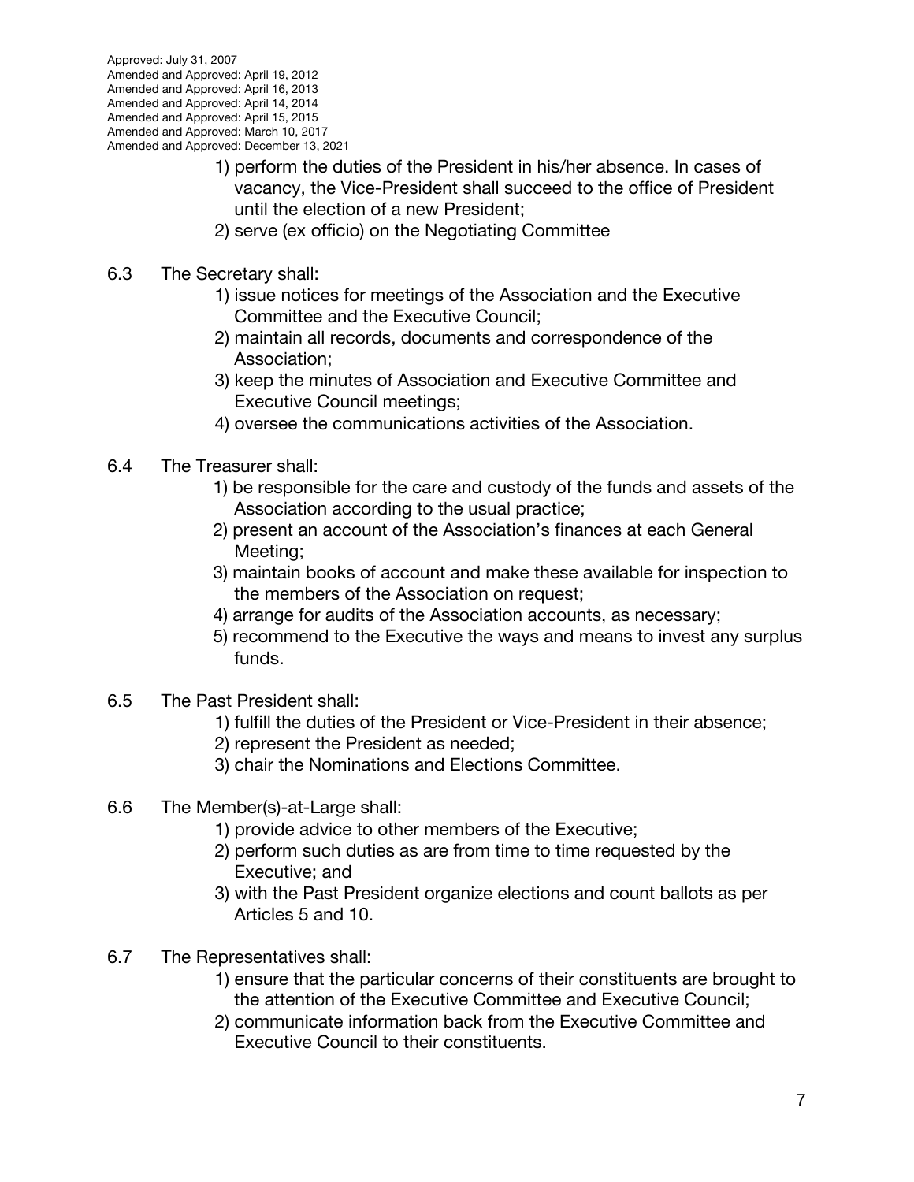1) perform the duties of the President in his/her absence. In cases of vacancy, the Vice-President shall succeed to the office of President until the election of a new President;
2) serve (ex officio) on the Negotiating Committee

6.3 The Secretary shall:

1) issue notices for meetings of the Association and the Executive Committee and the Executive Council;
2) maintain all records, documents and correspondence of the Association;
3) keep the minutes of Association and Executive Committee and Executive Council meetings;
4) oversee the communications activities of the Association.

6.4 The Treasurer shall:

1) be responsible for the care and custody of the funds and assets of the Association according to the usual practice;
2) present an account of the Association's finances at each General Meeting;
3) maintain books of account and make these available for inspection to the members of the Association on request;
4) arrange for audits of the Association accounts, as necessary;
5) recommend to the Executive the ways and means to invest any surplus funds.

6.5 The Past President shall:

1) fulfill the duties of the President or Vice-President in their absence;
2) represent the President as needed;
3) chair the Nominations and Elections Committee.

6.6 The Member(s)-at-Large shall:

1) provide advice to other members of the Executive;
2) perform such duties as are from time to time requested by the Executive; and
3) with the Past President organize elections and count ballots as per Articles 5 and 10.

6.7 The Representatives shall:

1) ensure that the particular concerns of their constituents are brought to the attention of the Executive Committee and Executive Council;
2) communicate information back from the Executive Committee and Executive Council to their constituents.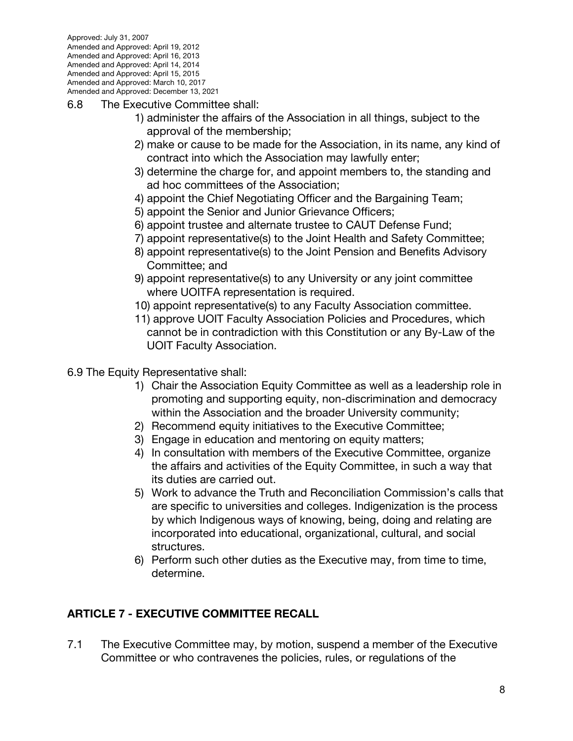Approved: July 31, 2007
Amended and Approved: April 19, 2012
Amended and Approved: April 16, 2013
Amended and Approved: April 14, 2014
Amended and Approved: April 15, 2015
Amended and Approved: March 10, 2017
Amended and Approved: December 13, 2021

6.8 The Executive Committee shall:

1) administer the affairs of the Association in all things, subject to the approval of the membership;
2) make or cause to be made for the Association, in its name, any kind of contract into which the Association may lawfully enter;
3) determine the charge for, and appoint members to, the standing and ad hoc committees of the Association;
4) appoint the Chief Negotiating Officer and the Bargaining Team;
5) appoint the Senior and Junior Grievance Officers;
6) appoint trustee and alternate trustee to CAUT Defense Fund;
7) appoint representative(s) to the Joint Health and Safety Committee;
8) appoint representative(s) to the Joint Pension and Benefits Advisory Committee; and
9) appoint representative(s) to any University or any joint committee where UOITFA representation is required.
10) appoint representative(s) to any Faculty Association committee.
11) approve UOIT Faculty Association Policies and Procedures, which cannot be in contradiction with this Constitution or any By-Law of the UOIT Faculty Association.

6.9 The Equity Representative shall:

1) Chair the Association Equity Committee as well as a leadership role in promoting and supporting equity, non-discrimination and democracy within the Association and the broader University community;
2) Recommend equity initiatives to the Executive Committee;
3) Engage in education and mentoring on equity matters;
4) In consultation with members of the Executive Committee, organize the affairs and activities of the Equity Committee, in such a way that its duties are carried out.
5) Work to advance the Truth and Reconciliation Commission's calls that are specific to universities and colleges. Indigenization is the process by which Indigenous ways of knowing, being, doing and relating are incorporated into educational, organizational, cultural, and social structures.
6) Perform such other duties as the Executive may, from time to time, determine.

## ARTICLE 7 - EXECUTIVE COMMITTEE RECALL

7.1 The Executive Committee may, by motion, suspend a member of the Executive Committee or who contravenes the policies, rules, or regulations of the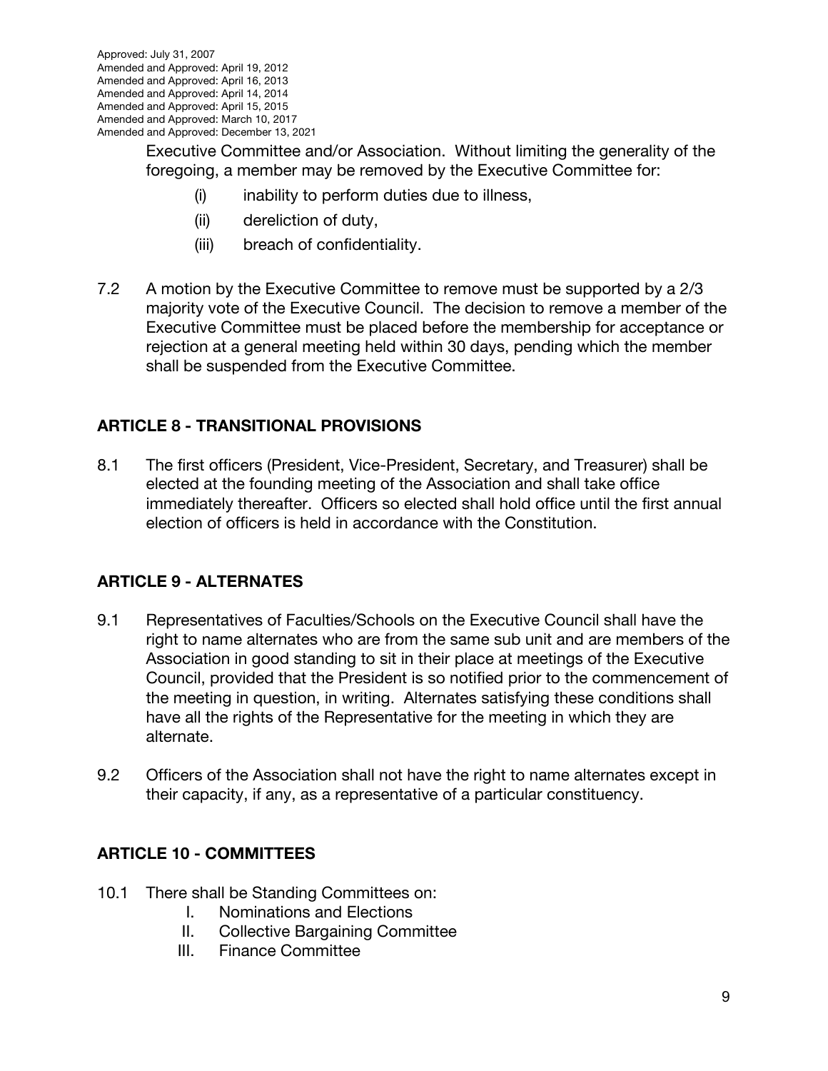Executive Committee and/or Association. Without limiting the generality of the foregoing, a member may be removed by the Executive Committee for:

- (i) inability to perform duties due to illness,
- (ii) dereliction of duty,
- (iii) breach of confidentiality.

7.2 A motion by the Executive Committee to remove must be supported by a 2/3 majority vote of the Executive Council. The decision to remove a member of the Executive Committee must be placed before the membership for acceptance or rejection at a general meeting held within 30 days, pending which the member shall be suspended from the Executive Committee.

## ARTICLE 8 - TRANSITIONAL PROVISIONS

8.1 The first officers (President, Vice-President, Secretary, and Treasurer) shall be elected at the founding meeting of the Association and shall take office immediately thereafter. Officers so elected shall hold office until the first annual election of officers is held in accordance with the Constitution.

## ARTICLE 9 - ALTERNATES

9.1 Representatives of Faculties/Schools on the Executive Council shall have the right to name alternates who are from the same sub unit and are members of the Association in good standing to sit in their place at meetings of the Executive Council, provided that the President is so notified prior to the commencement of the meeting in question, in writing. Alternates satisfying these conditions shall have all the rights of the Representative for the meeting in which they are alternate.

9.2 Officers of the Association shall not have the right to name alternates except in their capacity, if any, as a representative of a particular constituency.

## ARTICLE 10 - COMMITTEES

10.1 There shall be Standing Committees on:

- I. Nominations and Elections
- II. Collective Bargaining Committee
- III. Finance Committee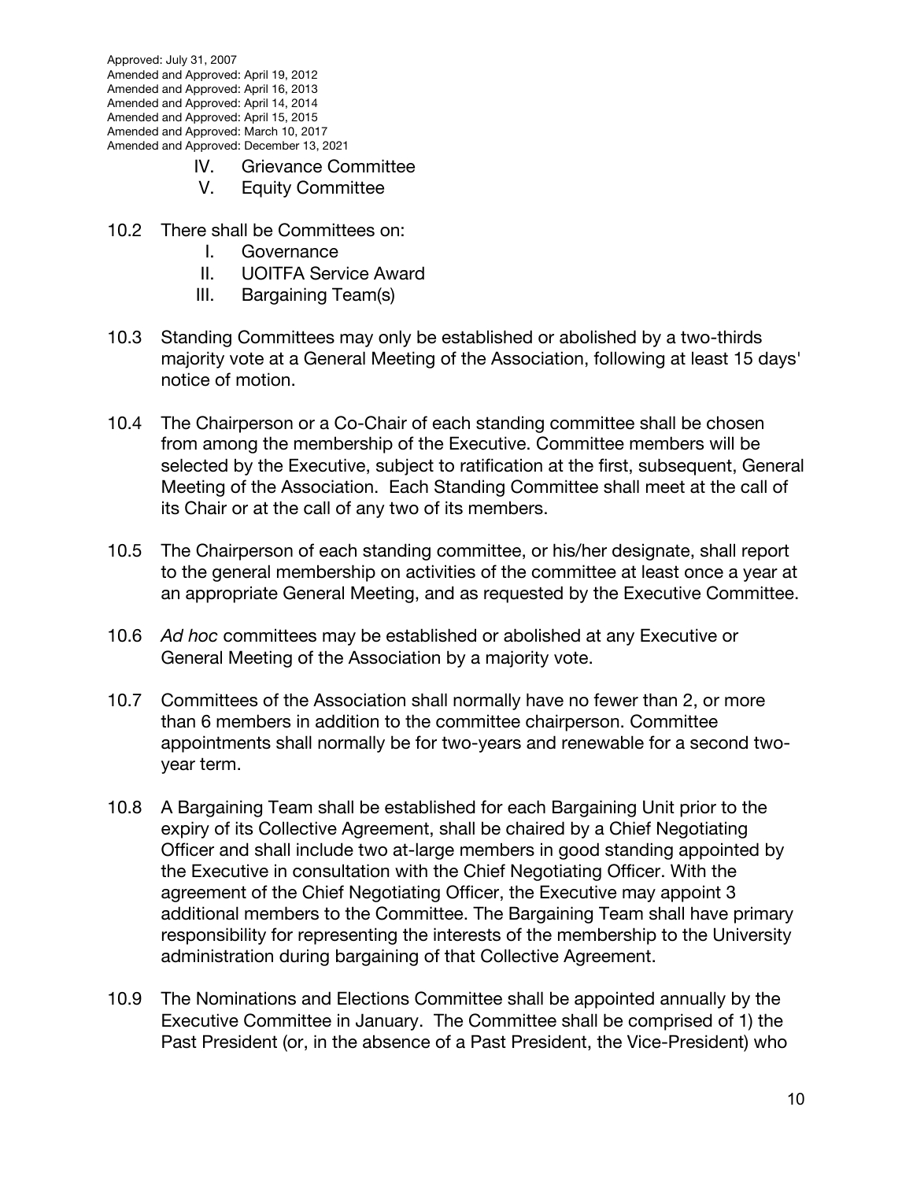IV. Grievance Committee
V. Equity Committee

10.2 There shall be Committees on:

I. Governance
II. UOITFA Service Award
III. Bargaining Team(s)

10.3 Standing Committees may only be established or abolished by a two-thirds majority vote at a General Meeting of the Association, following at least 15 days' notice of motion.

10.4 The Chairperson or a Co-Chair of each standing committee shall be chosen from among the membership of the Executive. Committee members will be selected by the Executive, subject to ratification at the first, subsequent, General Meeting of the Association. Each Standing Committee shall meet at the call of its Chair or at the call of any two of its members.

10.5 The Chairperson of each standing committee, or his/her designate, shall report to the general membership on activities of the committee at least once a year at an appropriate General Meeting, and as requested by the Executive Committee.

10.6 *Ad hoc* committees may be established or abolished at any Executive or General Meeting of the Association by a majority vote.

10.7 Committees of the Association shall normally have no fewer than 2, or more than 6 members in addition to the committee chairperson. Committee appointments shall normally be for two-years and renewable for a second two-year term.

10.8 A Bargaining Team shall be established for each Bargaining Unit prior to the expiry of its Collective Agreement, shall be chaired by a Chief Negotiating Officer and shall include two at-large members in good standing appointed by the Executive in consultation with the Chief Negotiating Officer. With the agreement of the Chief Negotiating Officer, the Executive may appoint 3 additional members to the Committee. The Bargaining Team shall have primary responsibility for representing the interests of the membership to the University administration during bargaining of that Collective Agreement.

10.9 The Nominations and Elections Committee shall be appointed annually by the Executive Committee in January. The Committee shall be comprised of 1) the Past President (or, in the absence of a Past President, the Vice-President) who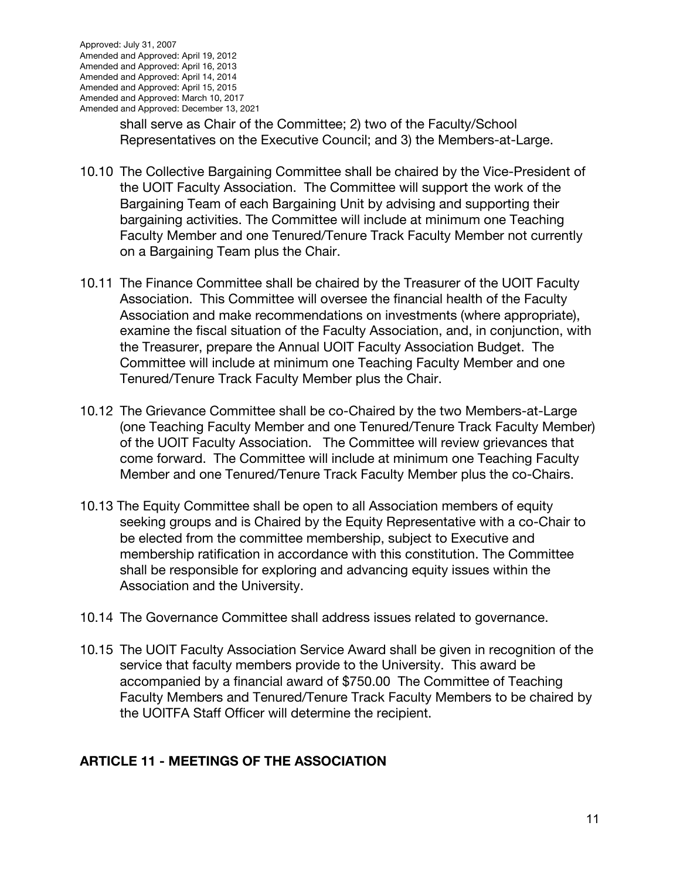shall serve as Chair of the Committee; 2) two of the Faculty/School Representatives on the Executive Council; and 3) the Members-at-Large.

10.10 The Collective Bargaining Committee shall be chaired by the Vice-President of the UOIT Faculty Association. The Committee will support the work of the Bargaining Team of each Bargaining Unit by advising and supporting their bargaining activities. The Committee will include at minimum one Teaching Faculty Member and one Tenured/Tenure Track Faculty Member not currently on a Bargaining Team plus the Chair.

10.11 The Finance Committee shall be chaired by the Treasurer of the UOIT Faculty Association. This Committee will oversee the financial health of the Faculty Association and make recommendations on investments (where appropriate), examine the fiscal situation of the Faculty Association, and, in conjunction, with the Treasurer, prepare the Annual UOIT Faculty Association Budget. The Committee will include at minimum one Teaching Faculty Member and one Tenured/Tenure Track Faculty Member plus the Chair.

10.12 The Grievance Committee shall be co-Chaired by the two Members-at-Large (one Teaching Faculty Member and one Tenured/Tenure Track Faculty Member) of the UOIT Faculty Association. The Committee will review grievances that come forward. The Committee will include at minimum one Teaching Faculty Member and one Tenured/Tenure Track Faculty Member plus the co-Chairs.

10.13 The Equity Committee shall be open to all Association members of equity seeking groups and is Chaired by the Equity Representative with a co-Chair to be elected from the committee membership, subject to Executive and membership ratification in accordance with this constitution. The Committee shall be responsible for exploring and advancing equity issues within the Association and the University.

10.14 The Governance Committee shall address issues related to governance.

10.15 The UOIT Faculty Association Service Award shall be given in recognition of the service that faculty members provide to the University. This award be accompanied by a financial award of $750.00 The Committee of Teaching Faculty Members and Tenured/Tenure Track Faculty Members to be chaired by the UOITFA Staff Officer will determine the recipient.

## ARTICLE 11 - MEETINGS OF THE ASSOCIATION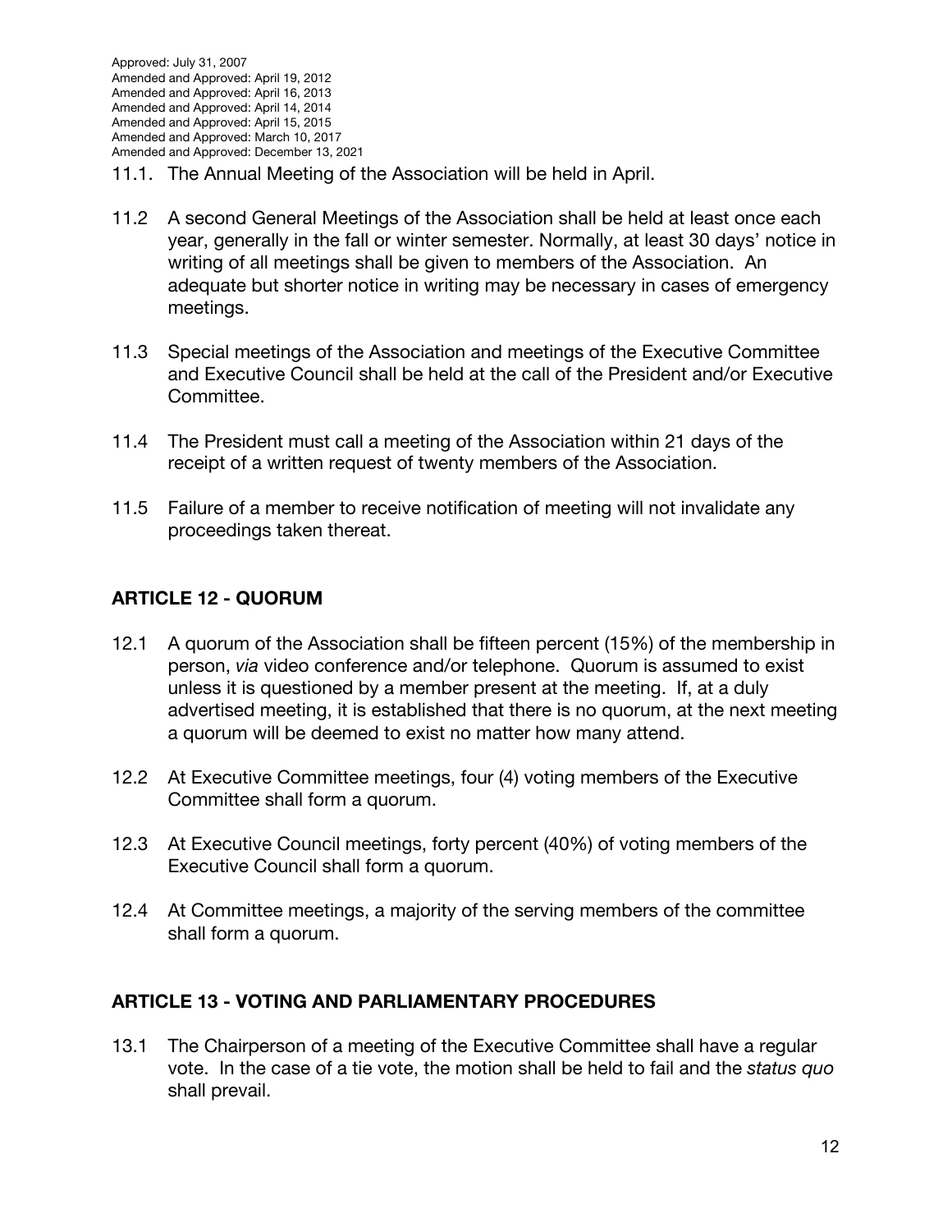11.1. The Annual Meeting of the Association will be held in April.

11.2 A second General Meetings of the Association shall be held at least once each year, generally in the fall or winter semester. Normally, at least 30 days' notice in writing of all meetings shall be given to members of the Association. An adequate but shorter notice in writing may be necessary in cases of emergency meetings.

11.3 Special meetings of the Association and meetings of the Executive Committee and Executive Council shall be held at the call of the President and/or Executive Committee.

11.4 The President must call a meeting of the Association within 21 days of the receipt of a written request of twenty members of the Association.

11.5 Failure of a member to receive notification of meeting will not invalidate any proceedings taken thereat.

## ARTICLE 12 - QUORUM

12.1 A quorum of the Association shall be fifteen percent (15%) of the membership in person, *via* video conference and/or telephone. Quorum is assumed to exist unless it is questioned by a member present at the meeting. If, at a duly advertised meeting, it is established that there is no quorum, at the next meeting a quorum will be deemed to exist no matter how many attend.

12.2 At Executive Committee meetings, four (4) voting members of the Executive Committee shall form a quorum.

12.3 At Executive Council meetings, forty percent (40%) of voting members of the Executive Council shall form a quorum.

12.4 At Committee meetings, a majority of the serving members of the committee shall form a quorum.

## ARTICLE 13 - VOTING AND PARLIAMENTARY PROCEDURES

13.1 The Chairperson of a meeting of the Executive Committee shall have a regular vote. In the case of a tie vote, the motion shall be held to fail and the *status quo* shall prevail.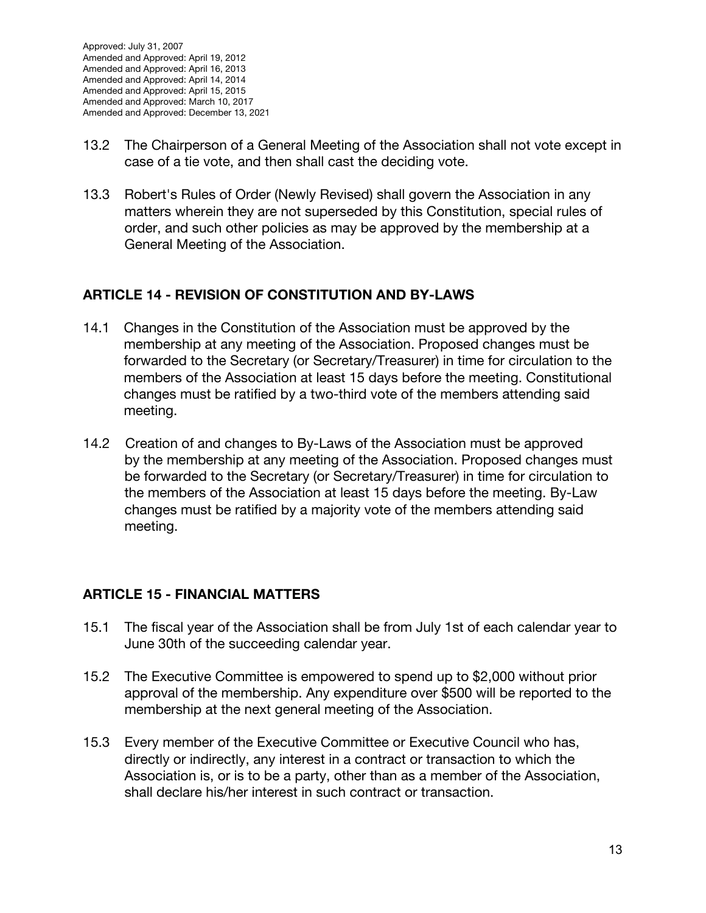13.2 The Chairperson of a General Meeting of the Association shall not vote except in case of a tie vote, and then shall cast the deciding vote.

13.3 Robert's Rules of Order (Newly Revised) shall govern the Association in any matters wherein they are not superseded by this Constitution, special rules of order, and such other policies as may be approved by the membership at a General Meeting of the Association.

## ARTICLE 14 - REVISION OF CONSTITUTION AND BY-LAWS

14.1 Changes in the Constitution of the Association must be approved by the membership at any meeting of the Association. Proposed changes must be forwarded to the Secretary (or Secretary/Treasurer) in time for circulation to the members of the Association at least 15 days before the meeting. Constitutional changes must be ratified by a two-third vote of the members attending said meeting.

14.2 Creation of and changes to By-Laws of the Association must be approved by the membership at any meeting of the Association. Proposed changes must be forwarded to the Secretary (or Secretary/Treasurer) in time for circulation to the members of the Association at least 15 days before the meeting. By-Law changes must be ratified by a majority vote of the members attending said meeting.

## ARTICLE 15 - FINANCIAL MATTERS

15.1 The fiscal year of the Association shall be from July 1st of each calendar year to June 30th of the succeeding calendar year.

15.2 The Executive Committee is empowered to spend up to $2,000 without prior approval of the membership. Any expenditure over $500 will be reported to the membership at the next general meeting of the Association.

15.3 Every member of the Executive Committee or Executive Council who has, directly or indirectly, any interest in a contract or transaction to which the Association is, or is to be a party, other than as a member of the Association, shall declare his/her interest in such contract or transaction.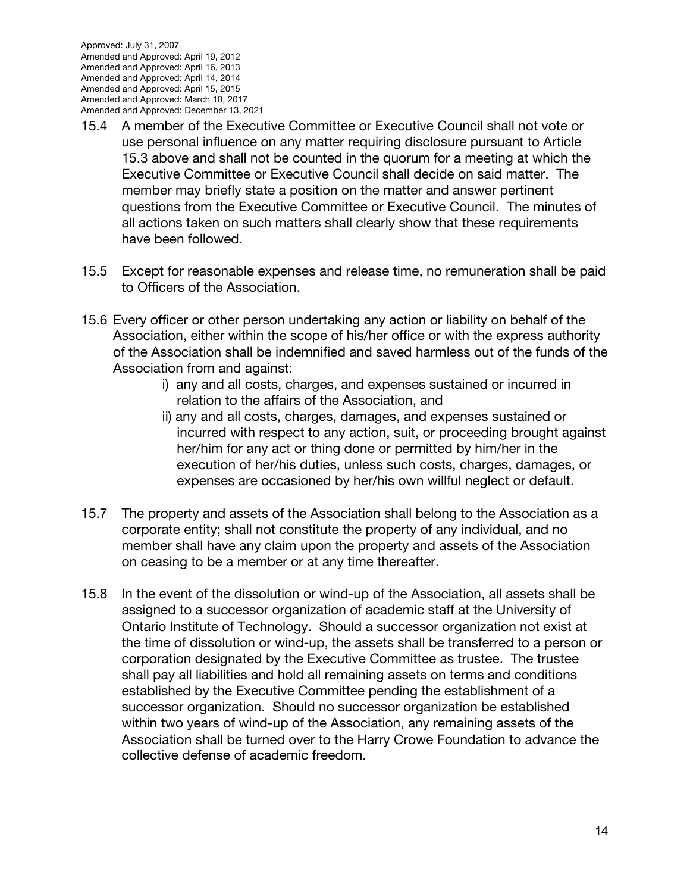15.4 A member of the Executive Committee or Executive Council shall not vote or use personal influence on any matter requiring disclosure pursuant to Article 15.3 above and shall not be counted in the quorum for a meeting at which the Executive Committee or Executive Council shall decide on said matter. The member may briefly state a position on the matter and answer pertinent questions from the Executive Committee or Executive Council. The minutes of all actions taken on such matters shall clearly show that these requirements have been followed.

15.5 Except for reasonable expenses and release time, no remuneration shall be paid to Officers of the Association.

15.6 Every officer or other person undertaking any action or liability on behalf of the Association, either within the scope of his/her office or with the express authority of the Association shall be indemnified and saved harmless out of the funds of the Association from and against:

i) any and all costs, charges, and expenses sustained or incurred in relation to the affairs of the Association, and
ii) any and all costs, charges, damages, and expenses sustained or incurred with respect to any action, suit, or proceeding brought against her/him for any act or thing done or permitted by him/her in the execution of her/his duties, unless such costs, charges, damages, or expenses are occasioned by her/his own willful neglect or default.

15.7 The property and assets of the Association shall belong to the Association as a corporate entity; shall not constitute the property of any individual, and no member shall have any claim upon the property and assets of the Association on ceasing to be a member or at any time thereafter.

15.8 In the event of the dissolution or wind-up of the Association, all assets shall be assigned to a successor organization of academic staff at the University of Ontario Institute of Technology. Should a successor organization not exist at the time of dissolution or wind-up, the assets shall be transferred to a person or corporation designated by the Executive Committee as trustee. The trustee shall pay all liabilities and hold all remaining assets on terms and conditions established by the Executive Committee pending the establishment of a successor organization. Should no successor organization be established within two years of wind-up of the Association, any remaining assets of the Association shall be turned over to the Harry Crowe Foundation to advance the collective defense of academic freedom.